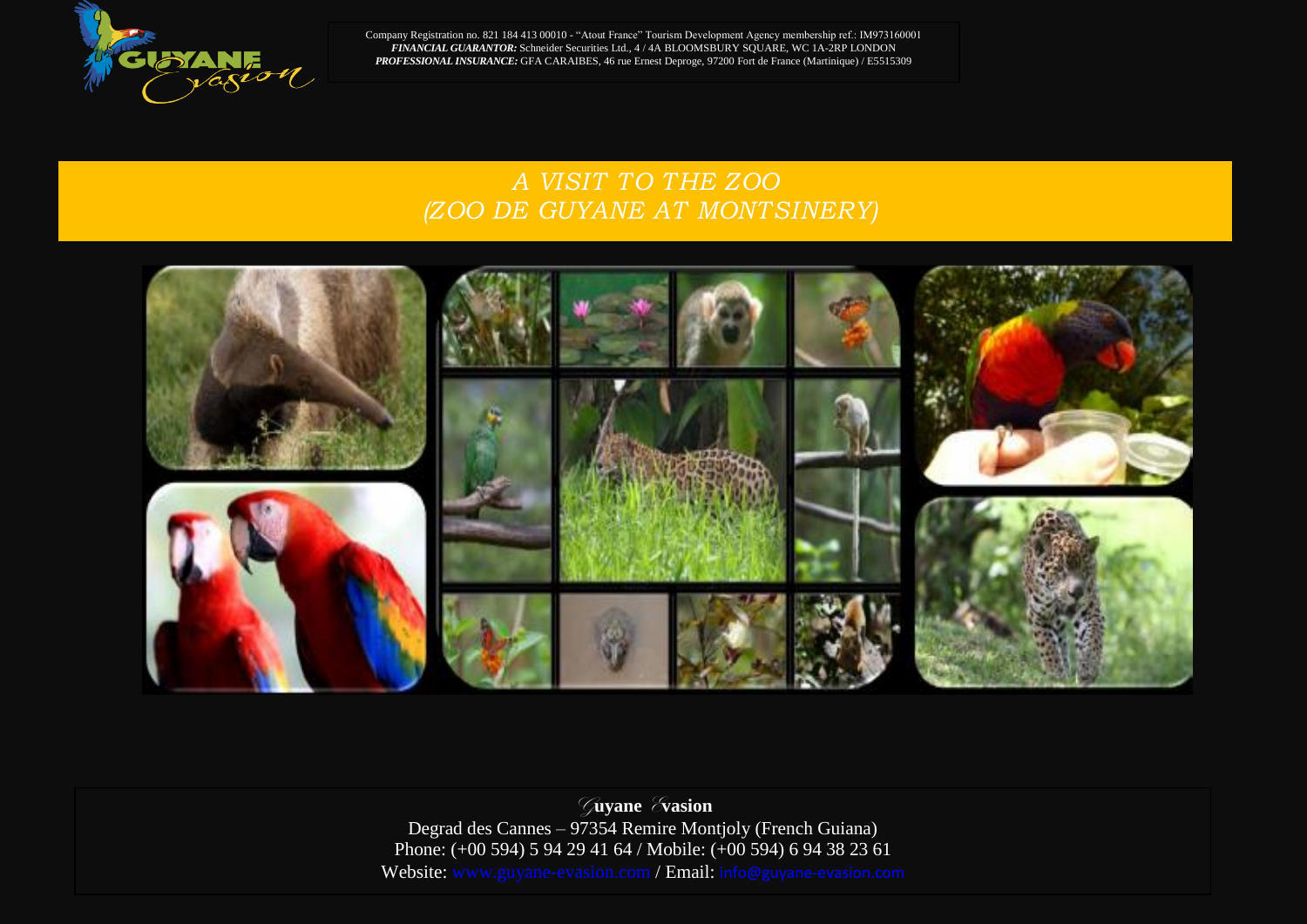Company Registration no. 821 184 413 00010 - “Atout France” Tourism Development Agency membership ref.: IM973160001
***FINANCIAL GUARANTOR:*** Schneider Securities Ltd., 4 / 4A BLOOMSBURY SQUARE, WC 1A-2RP LONDON
***PROFESSIONAL INSURANCE:*** GFA CARAIBES, 46 rue Ernest Deproge, 97200 Fort de France (Martinique) / E5515309

# *A VISIT TO THE ZOO (ZOO DE GUYANE AT MONTSINERY)*

**Guyane Evasion**
Degrad des Cannes – 97354 Remire Montjoly (French Guiana)
Phone: (+00 594) 5 94 29 41 64 / Mobile: (+00 594) 6 94 38 23 61
Website: www.guyane-evasion.com / Email: info@guyane-evasion.com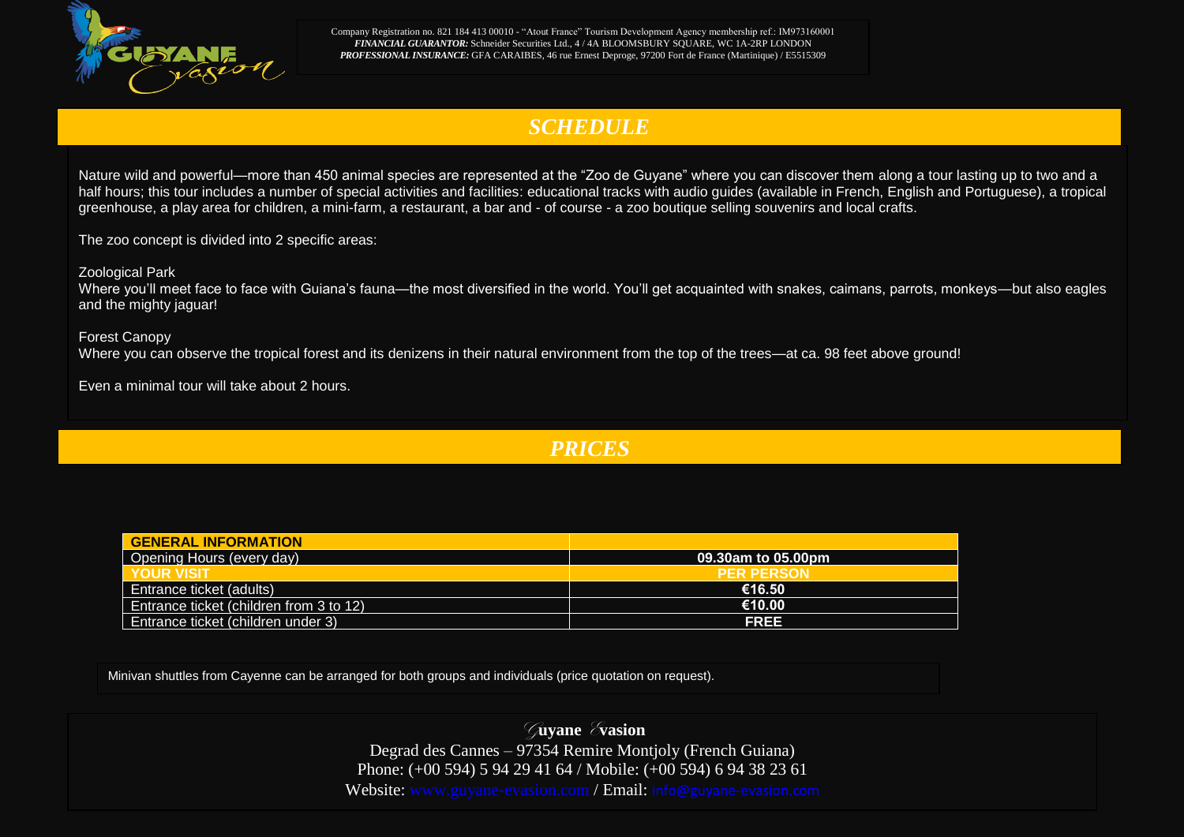Company Registration no. 821 184 413 00010 - "Atout France" Tourism Development Agency membership ref.: IM973160001
***FINANCIAL GUARANTOR:*** Schneider Securities Ltd., 4 / 4A BLOOMSBURY SQUARE, WC 1A-2RP LONDON
***PROFESSIONAL INSURANCE:*** GFA CARAIBES, 46 rue Ernest Deproge, 97200 Fort de France (Martinique) / E5515309

## *SCHEDULE*

Nature wild and powerful—more than 450 animal species are represented at the "Zoo de Guyane" where you can discover them along a tour lasting up to two and a half hours; this tour includes a number of special activities and facilities: educational tracks with audio guides (available in French, English and Portuguese), a tropical greenhouse, a play area for children, a mini-farm, a restaurant, a bar and - of course - a zoo boutique selling souvenirs and local crafts.

The zoo concept is divided into 2 specific areas:

Zoological Park
Where you'll meet face to face with Guiana's fauna—the most diversified in the world. You'll get acquainted with snakes, caimans, parrots, monkeys—but also eagles and the mighty jaguar!

Forest Canopy
Where you can observe the tropical forest and its denizens in their natural environment from the top of the trees—at ca. 98 feet above ground!

Even a minimal tour will take about 2 hours.

## *PRICES*

| **GENERAL INFORMATION** | |
|---|---|
| Opening Hours (every day) | **09.30am to 05.00pm** |
| **YOUR VISIT** | **PER PERSON** |
| Entrance ticket (adults) | **€16.50** |
| Entrance ticket (children from 3 to 12) | **€10.00** |
| Entrance ticket (children under 3) | **FREE** |

Minivan shuttles from Cayenne can be arranged for both groups and individuals (price quotation on request).

**Guyane Evasion**
Degrad des Cannes – 97354 Remire Montjoly (French Guiana)
Phone: (+00 594) 5 94 29 41 64 / Mobile: (+00 594) 6 94 38 23 61
Website: www.guyane-evasion.com / Email: info@guyane-evasion.com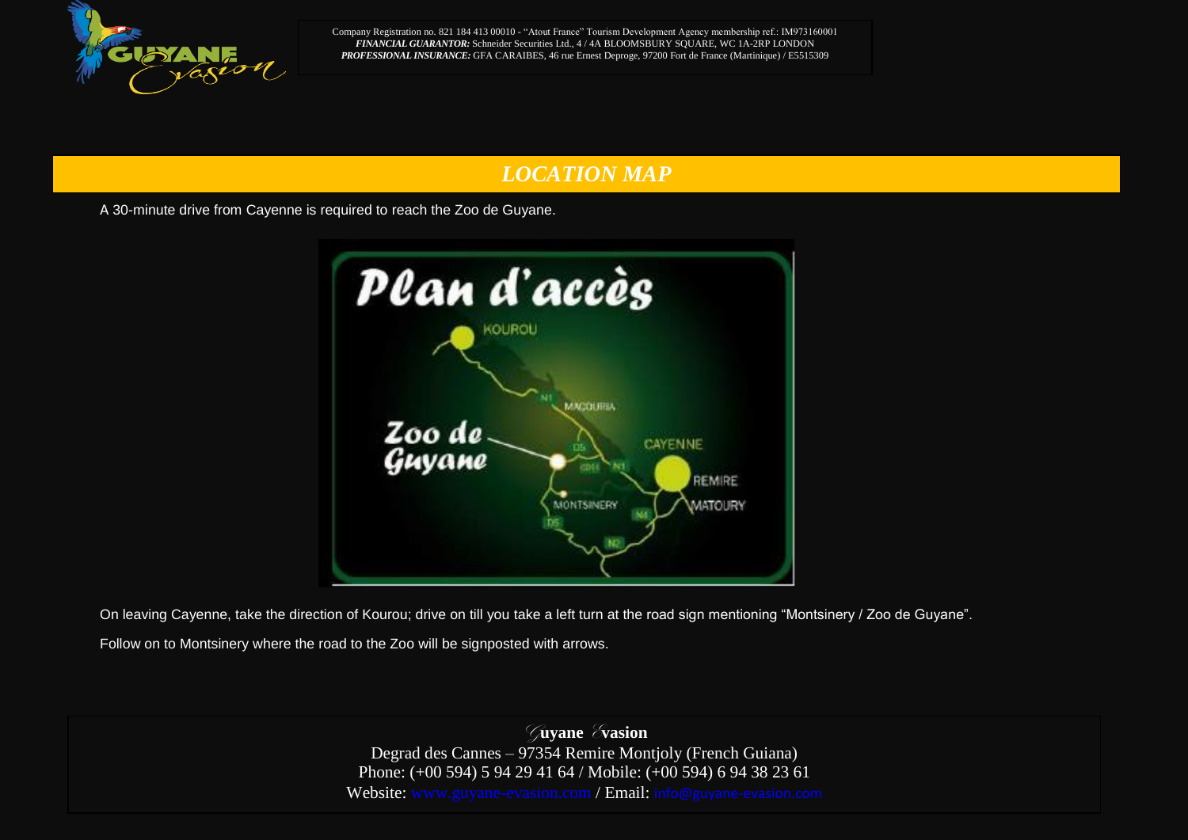Company Registration no. 821 184 413 00010 - "Atout France" Tourism Development Agency membership ref.: IM973160001
***FINANCIAL GUARANTOR:*** Schneider Securities Ltd., 4 / 4A BLOOMSBURY SQUARE, WC 1A-2RP LONDON
***PROFESSIONAL INSURANCE:*** GFA CARAIBES, 46 rue Ernest Deproge, 97200 Fort de France (Martinique) / E5515309

## *LOCATION MAP*

A 30-minute drive from Cayenne is required to reach the Zoo de Guyane.

Plan d'accès

KOUROU

N1

MACOURIA

Zoo de Guyane

D5

CD11

N1

CAYENNE

REMIRE

MATOURY

MONTSINERY

N4

D5

N2

On leaving Cayenne, take the direction of Kourou; drive on till you take a left turn at the road sign mentioning "Montsinery / Zoo de Guyane".

Follow on to Montsinery where the road to the Zoo will be signposted with arrows.

**Guyane Evasion**
Degrad des Cannes – 97354 Remire Montjoly (French Guiana)
Phone: (+00 594) 5 94 29 41 64 / Mobile: (+00 594) 6 94 38 23 61
Website: www.guyane-evasion.com / Email: info@guyane-evasion.com